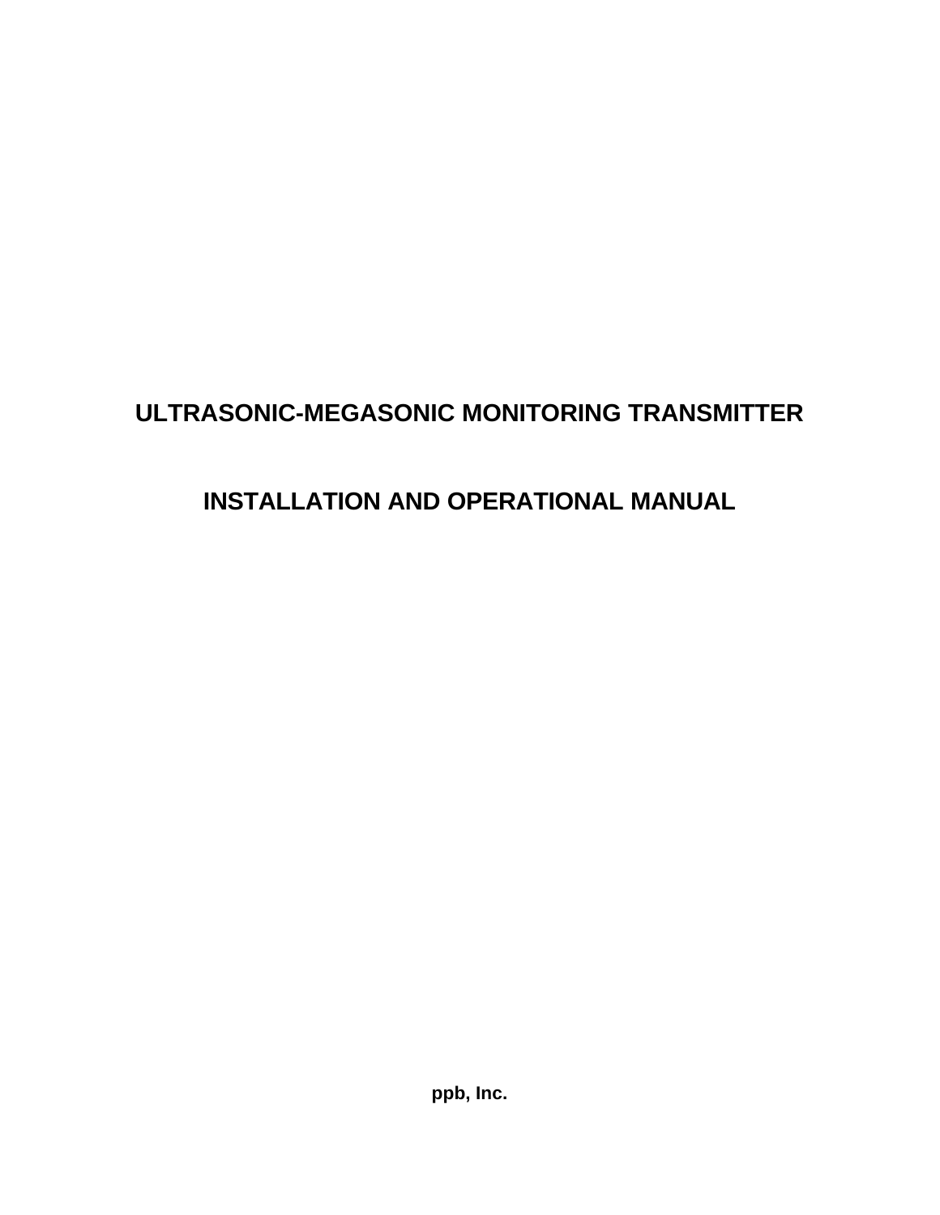# ULTRASONIC-MEGASONIC MONITORING TRANSMITTER

# INSTALLATION AND OPERATIONAL MANUAL

**ppb, Inc.**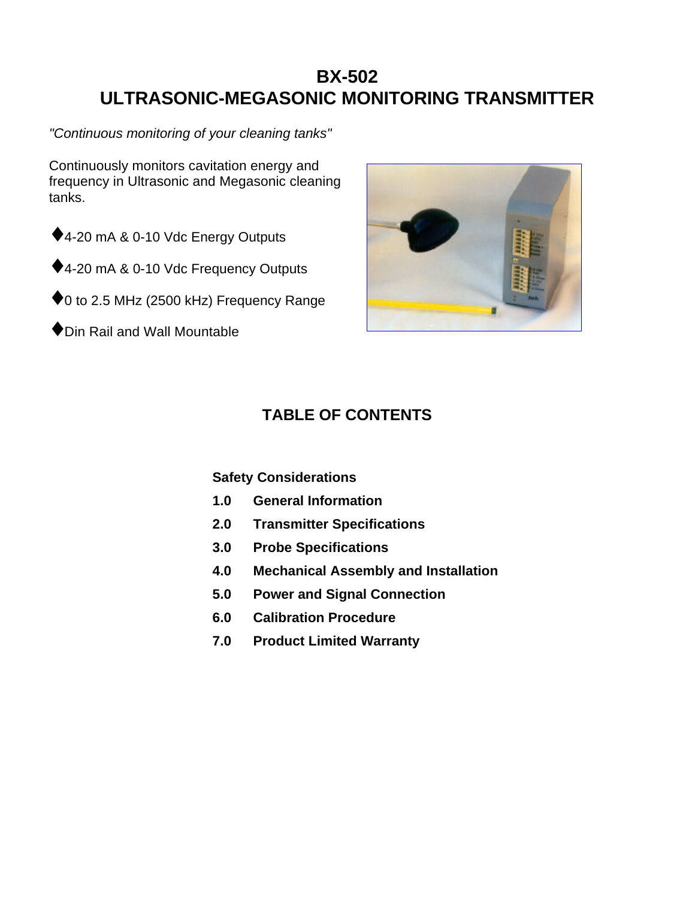# BX-502
# ULTRASONIC-MEGASONIC MONITORING TRANSMITTER

*"Continuous monitoring of your cleaning tanks"*

Continuously monitors cavitation energy and frequency in Ultrasonic and Megasonic cleaning tanks.

- ♦4-20 mA & 0-10 Vdc Energy Outputs
- ♦4-20 mA & 0-10 Vdc Frequency Outputs
- ♦0 to 2.5 MHz (2500 kHz) Frequency Range
- ♦Din Rail and Wall Mountable

## TABLE OF CONTENTS

**Safety Considerations**

**1.0 General Information**

**2.0 Transmitter Specifications**

**3.0 Probe Specifications**

**4.0 Mechanical Assembly and Installation**

**5.0 Power and Signal Connection**

**6.0 Calibration Procedure**

**7.0 Product Limited Warranty**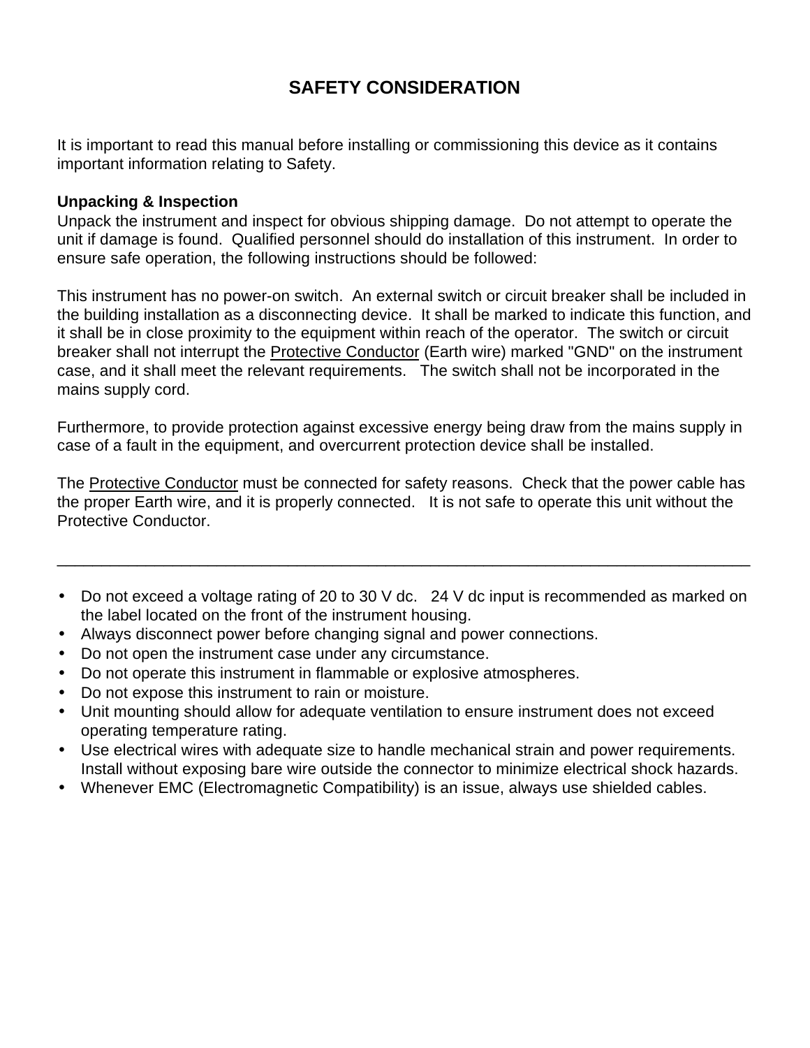# SAFETY CONSIDERATION

It is important to read this manual before installing or commissioning this device as it contains important information relating to Safety.

**Unpacking & Inspection**

Unpack the instrument and inspect for obvious shipping damage. Do not attempt to operate the unit if damage is found. Qualified personnel should do installation of this instrument. In order to ensure safe operation, the following instructions should be followed:

This instrument has no power-on switch. An external switch or circuit breaker shall be included in the building installation as a disconnecting device. It shall be marked to indicate this function, and it shall be in close proximity to the equipment within reach of the operator. The switch or circuit breaker shall not interrupt the Protective Conductor (Earth wire) marked "GND" on the instrument case, and it shall meet the relevant requirements. The switch shall not be incorporated in the mains supply cord.

Furthermore, to provide protection against excessive energy being draw from the mains supply in case of a fault in the equipment, and overcurrent protection device shall be installed.

The Protective Conductor must be connected for safety reasons. Check that the power cable has the proper Earth wire, and it is properly connected. It is not safe to operate this unit without the Protective Conductor.

---

- Do not exceed a voltage rating of 20 to 30 V dc. 24 V dc input is recommended as marked on the label located on the front of the instrument housing.
- Always disconnect power before changing signal and power connections.
- Do not open the instrument case under any circumstance.
- Do not operate this instrument in flammable or explosive atmospheres.
- Do not expose this instrument to rain or moisture.
- Unit mounting should allow for adequate ventilation to ensure instrument does not exceed operating temperature rating.
- Use electrical wires with adequate size to handle mechanical strain and power requirements. Install without exposing bare wire outside the connector to minimize electrical shock hazards.
- Whenever EMC (Electromagnetic Compatibility) is an issue, always use shielded cables.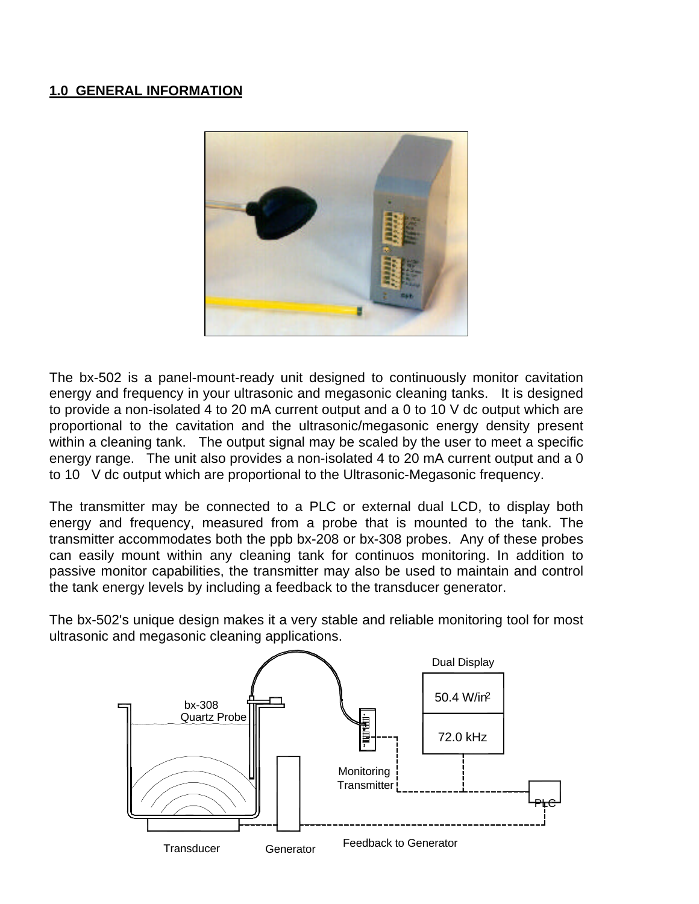## 1.0 GENERAL INFORMATION

The bx-502 is a panel-mount-ready unit designed to continuously monitor cavitation energy and frequency in your ultrasonic and megasonic cleaning tanks. It is designed to provide a non-isolated 4 to 20 mA current output and a 0 to 10 V dc output which are proportional to the cavitation and the ultrasonic/megasonic energy density present within a cleaning tank. The output signal may be scaled by the user to meet a specific energy range. The unit also provides a non-isolated 4 to 20 mA current output and a 0 to 10 V dc output which are proportional to the Ultrasonic-Megasonic frequency.

The transmitter may be connected to a PLC or external dual LCD, to display both energy and frequency, measured from a probe that is mounted to the tank. The transmitter accommodates both the ppb bx-208 or bx-308 probes. Any of these probes can easily mount within any cleaning tank for continuos monitoring. In addition to passive monitor capabilities, the transmitter may also be used to maintain and control the tank energy levels by including a feedback to the transducer generator.

The bx-502's unique design makes it a very stable and reliable monitoring tool for most ultrasonic and megasonic cleaning applications.

Dual Display

50.4 W/in$^2$

72.0 kHz

bx-308 Quartz Probe

Monitoring Transmitter

PLC

Transducer

Generator

Feedback to Generator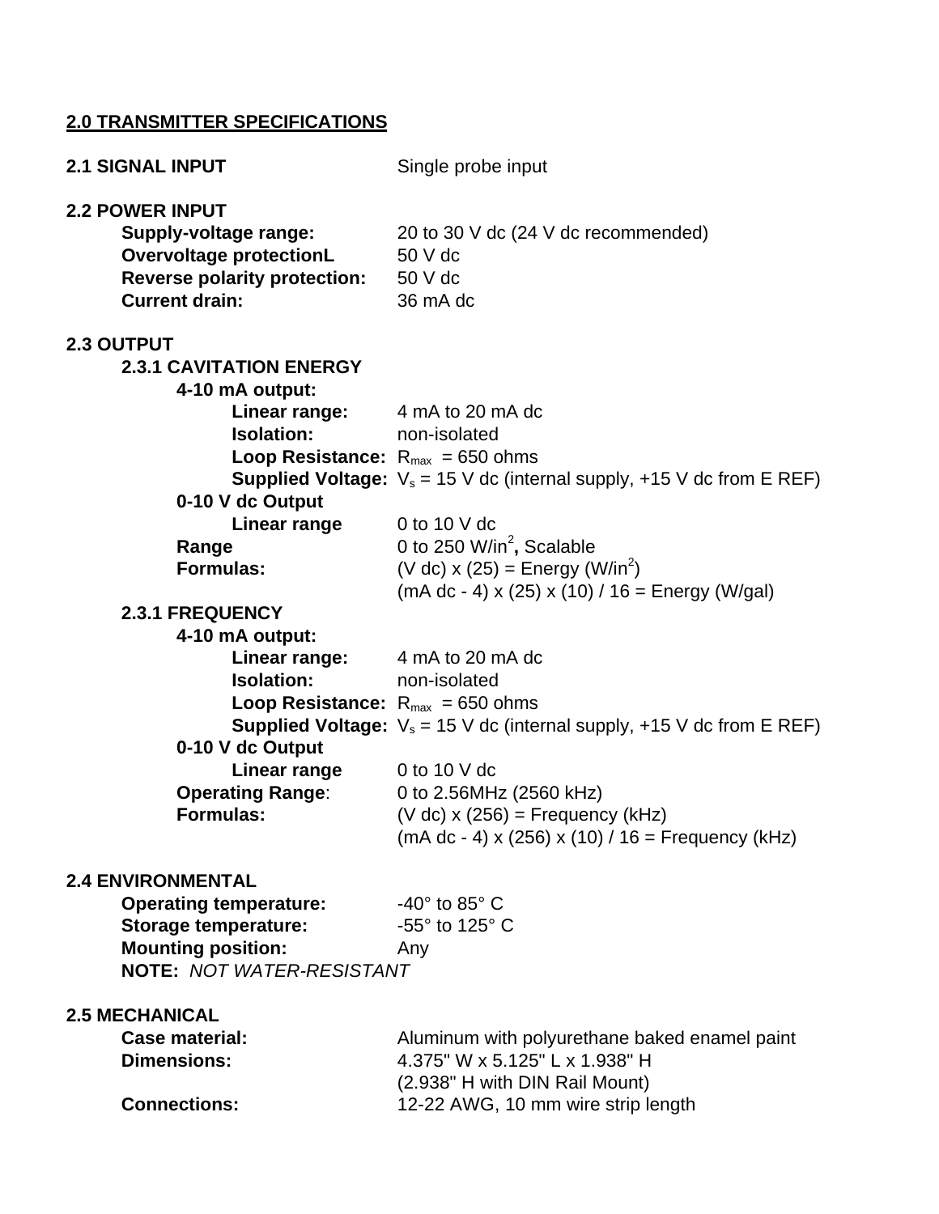## 2.0 TRANSMITTER SPECIFICATIONS

**2.1 SIGNAL INPUT** Single probe input

**2.2 POWER INPUT**

- **Supply-voltage range:** 20 to 30 V dc (24 V dc recommended)
- **Overvoltage protectionL** 50 V dc
- **Reverse polarity protection:** 50 V dc
- **Current drain:** 36 mA dc

**2.3 OUTPUT**

**2.3.1 CAVITATION ENERGY**

- **4-10 mA output:**
  - **Linear range:** 4 mA to 20 mA dc
  - **Isolation:** non-isolated
  - **Loop Resistance:** $R_{max}$ = 650 ohms
  - **Supplied Voltage:** $V_s$ = 15 V dc (internal supply, +15 V dc from E REF)
- **0-10 V dc Output**
  - **Linear range** 0 to 10 V dc
- **Range** 0 to 250 W/in$^2$**,** Scalable
- **Formulas:** (V dc) x (25) = Energy (W/in$^2$)
  (mA dc - 4) x (25) x (10) / 16 = Energy (W/gal)

**2.3.1 FREQUENCY**

- **4-10 mA output:**
  - **Linear range:** 4 mA to 20 mA dc
  - **Isolation:** non-isolated
  - **Loop Resistance:** $R_{max}$ = 650 ohms
  - **Supplied Voltage:** $V_s$ = 15 V dc (internal supply, +15 V dc from E REF)
- **0-10 V dc Output**
  - **Linear range** 0 to 10 V dc
- **Operating Range**: 0 to 2.56MHz (2560 kHz)
- **Formulas:** (V dc) x (256) = Frequency (kHz)
  (mA dc - 4) x (256) x (10) / 16 = Frequency (kHz)

**2.4 ENVIRONMENTAL**

- **Operating temperature:** -40° to 85° C
- **Storage temperature:** -55° to 125° C
- **Mounting position:** Any

**NOTE:** *NOT WATER-RESISTANT*

**2.5 MECHANICAL**

- **Case material:** Aluminum with polyurethane baked enamel paint
- **Dimensions:** 4.375" W x 5.125" L x 1.938" H
  (2.938" H with DIN Rail Mount)
- **Connections:** 12-22 AWG, 10 mm wire strip length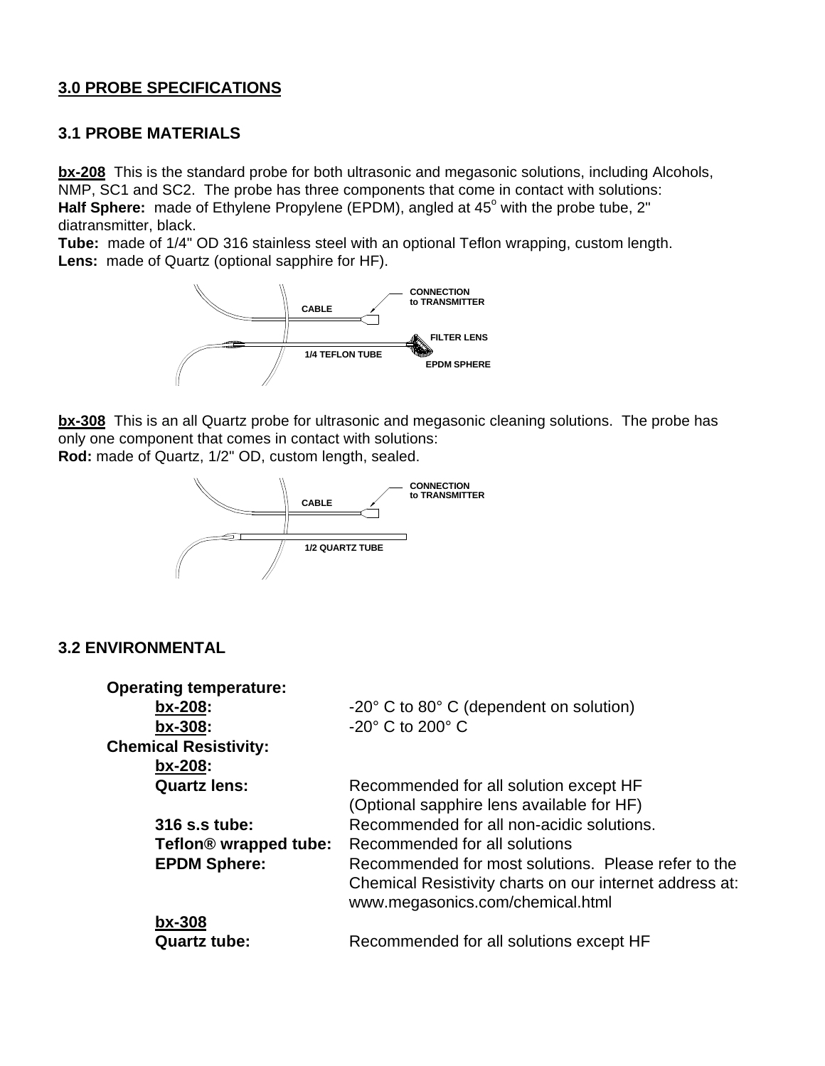## 3.0 PROBE SPECIFICATIONS

### 3.1 PROBE MATERIALS

**bx-208** This is the standard probe for both ultrasonic and megasonic solutions, including Alcohols, NMP, SC1 and SC2. The probe has three components that come in contact with solutions:
**Half Sphere:** made of Ethylene Propylene (EPDM), angled at 45° with the probe tube, 2" diatransmitter, black.
**Tube:** made of 1/4" OD 316 stainless steel with an optional Teflon wrapping, custom length.
**Lens:** made of Quartz (optional sapphire for HF).

CABLE — CONNECTION to TRANSMITTER
1/4 TEFLON TUBE — FILTER LENS — EPDM SPHERE

**bx-308** This is an all Quartz probe for ultrasonic and megasonic cleaning solutions. The probe has only one component that comes in contact with solutions:
**Rod:** made of Quartz, 1/2" OD, custom length, sealed.

CABLE — CONNECTION to TRANSMITTER
1/2 QUARTZ TUBE

### 3.2 ENVIRONMENTAL

**Operating temperature:**

| | |
|---|---|
| **bx-208:** | -20° C to 80° C (dependent on solution) |
| **bx-308:** | -20° C to 200° C |

**Chemical Resistivity:**

**bx-208:**

| | |
|---|---|
| **Quartz lens:** | Recommended for all solution except HF (Optional sapphire lens available for HF) |
| **316 s.s tube:** | Recommended for all non-acidic solutions. |
| **Teflon® wrapped tube:** | Recommended for all solutions |
| **EPDM Sphere:** | Recommended for most solutions. Please refer to the Chemical Resistivity charts on our internet address at: www.megasonics.com/chemical.html |

**bx-308**

| | |
|---|---|
| **Quartz tube:** | Recommended for all solutions except HF |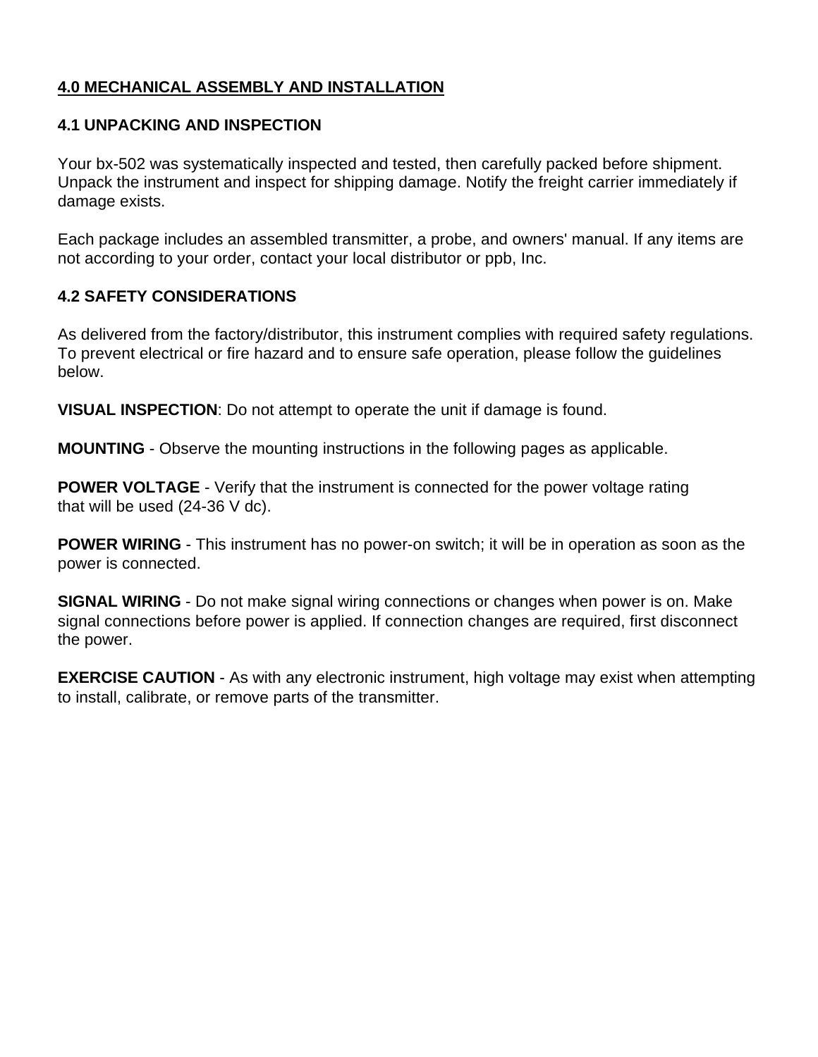## 4.0 MECHANICAL ASSEMBLY AND INSTALLATION

### 4.1 UNPACKING AND INSPECTION

Your bx-502 was systematically inspected and tested, then carefully packed before shipment. Unpack the instrument and inspect for shipping damage. Notify the freight carrier immediately if damage exists.

Each package includes an assembled transmitter, a probe, and owners' manual. If any items are not according to your order, contact your local distributor or ppb, Inc.

### 4.2 SAFETY CONSIDERATIONS

As delivered from the factory/distributor, this instrument complies with required safety regulations. To prevent electrical or fire hazard and to ensure safe operation, please follow the guidelines below.

**VISUAL INSPECTION**: Do not attempt to operate the unit if damage is found.

**MOUNTING** - Observe the mounting instructions in the following pages as applicable.

**POWER VOLTAGE** - Verify that the instrument is connected for the power voltage rating that will be used (24-36 V dc).

**POWER WIRING** - This instrument has no power-on switch; it will be in operation as soon as the power is connected.

**SIGNAL WIRING** - Do not make signal wiring connections or changes when power is on. Make signal connections before power is applied. If connection changes are required, first disconnect the power.

**EXERCISE CAUTION** - As with any electronic instrument, high voltage may exist when attempting to install, calibrate, or remove parts of the transmitter.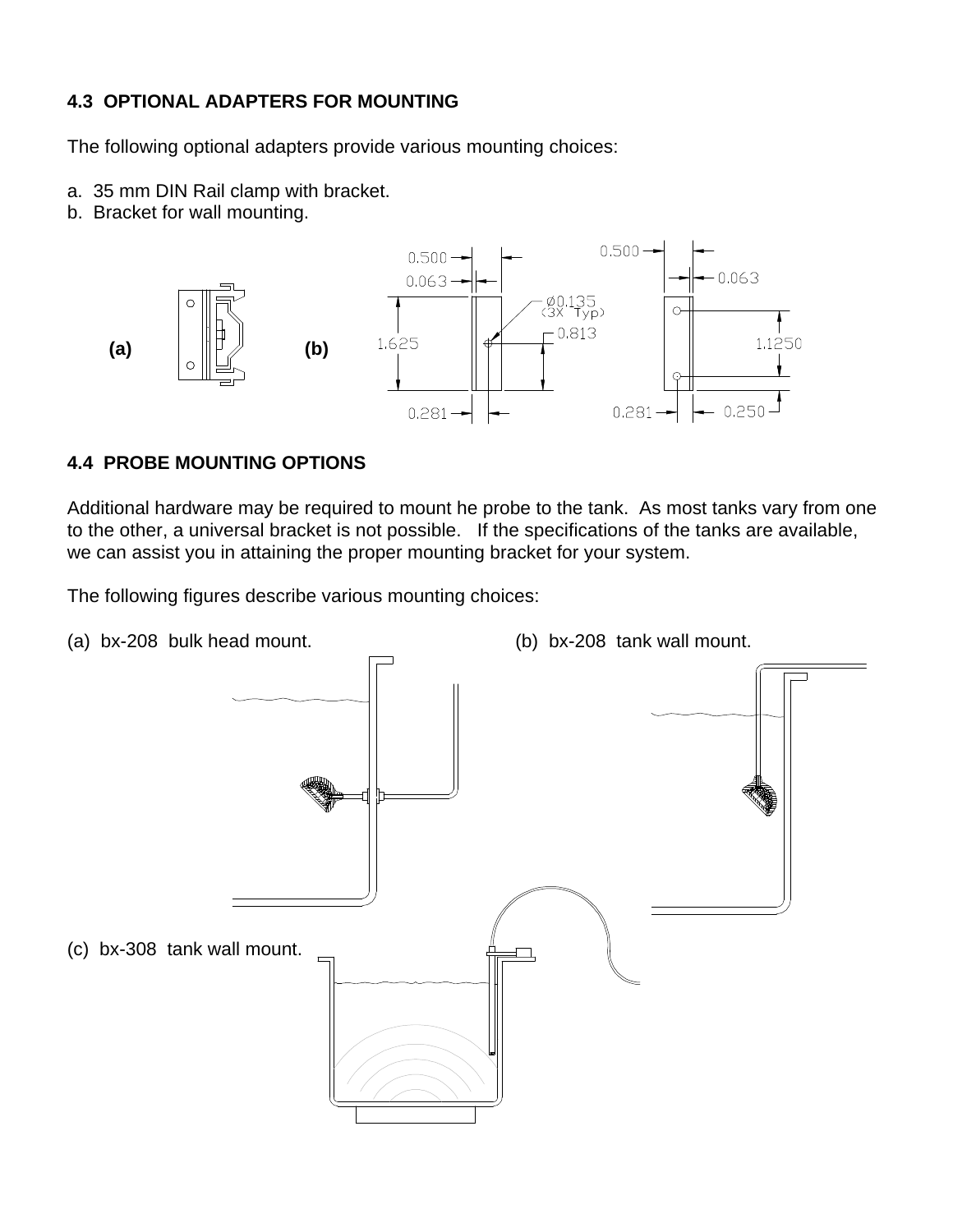## 4.3 OPTIONAL ADAPTERS FOR MOUNTING

The following optional adapters provide various mounting choices:

a. 35 mm DIN Rail clamp with bracket.
b. Bracket for wall mounting.

(a) (b)

## 4.4 PROBE MOUNTING OPTIONS

Additional hardware may be required to mount he probe to the tank. As most tanks vary from one to the other, a universal bracket is not possible. If the specifications of the tanks are available, we can assist you in attaining the proper mounting bracket for your system.

The following figures describe various mounting choices:

(a) bx-208 bulk head mount.

(b) bx-208 tank wall mount.

(c) bx-308 tank wall mount.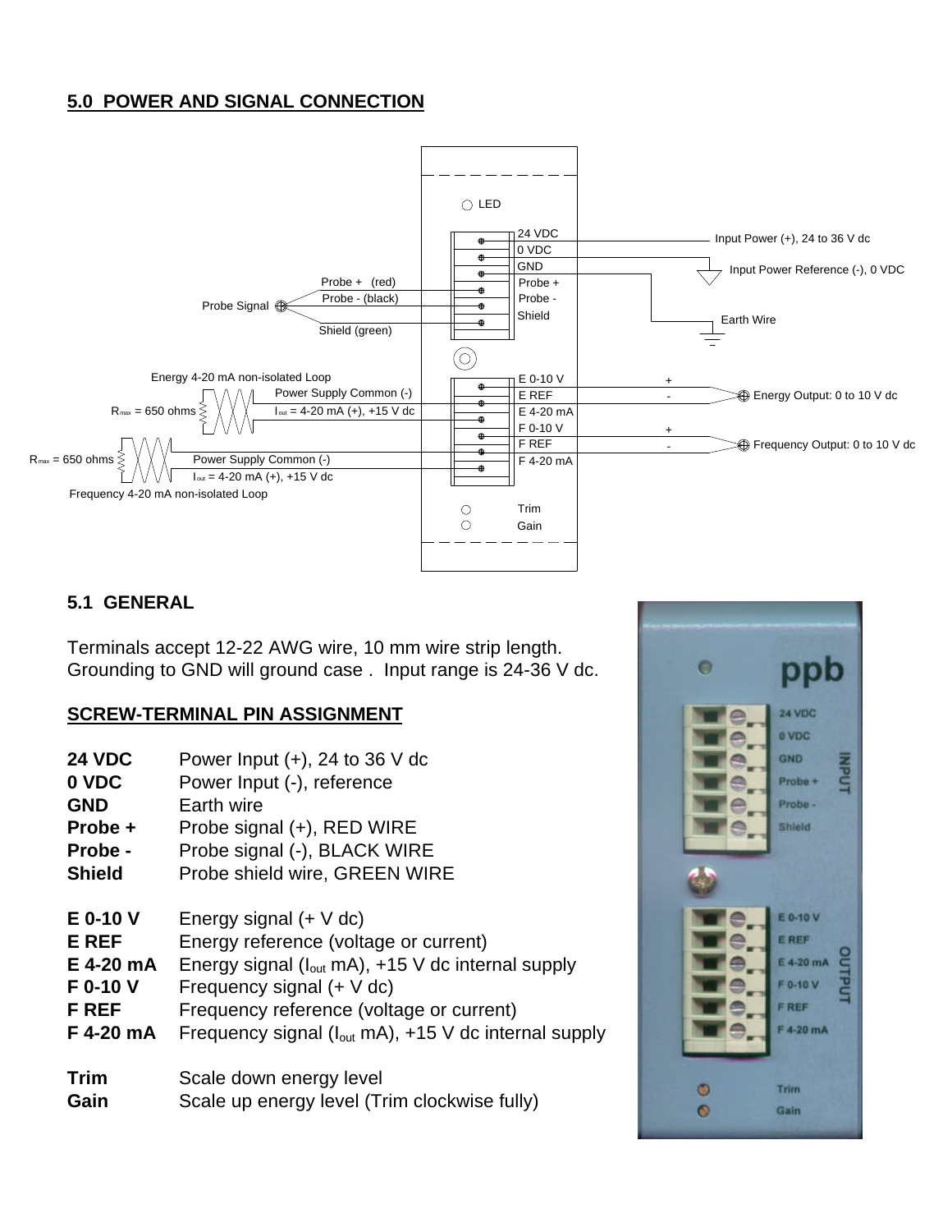## 5.0 POWER AND SIGNAL CONNECTION

### 5.1 GENERAL

Terminals accept 12-22 AWG wire, 10 mm wire strip length. Grounding to GND will ground case . Input range is 24-36 V dc.

**SCREW-TERMINAL PIN ASSIGNMENT**

| | |
|---|---|
| **24 VDC** | Power Input (+), 24 to 36 V dc |
| **0 VDC** | Power Input (-), reference |
| **GND** | Earth wire |
| **Probe +** | Probe signal (+), RED WIRE |
| **Probe -** | Probe signal (-), BLACK WIRE |
| **Shield** | Probe shield wire, GREEN WIRE |
| **E 0-10 V** | Energy signal (+ V dc) |
| **E REF** | Energy reference (voltage or current) |
| **E 4-20 mA** | Energy signal ($I_{out}$ mA), +15 V dc internal supply |
| **F 0-10 V** | Frequency signal (+ V dc) |
| **F REF** | Frequency reference (voltage or current) |
| **F 4-20 mA** | Frequency signal ($I_{out}$ mA), +15 V dc internal supply |
| **Trim** | Scale down energy level |
| **Gain** | Scale up energy level (Trim clockwise fully) |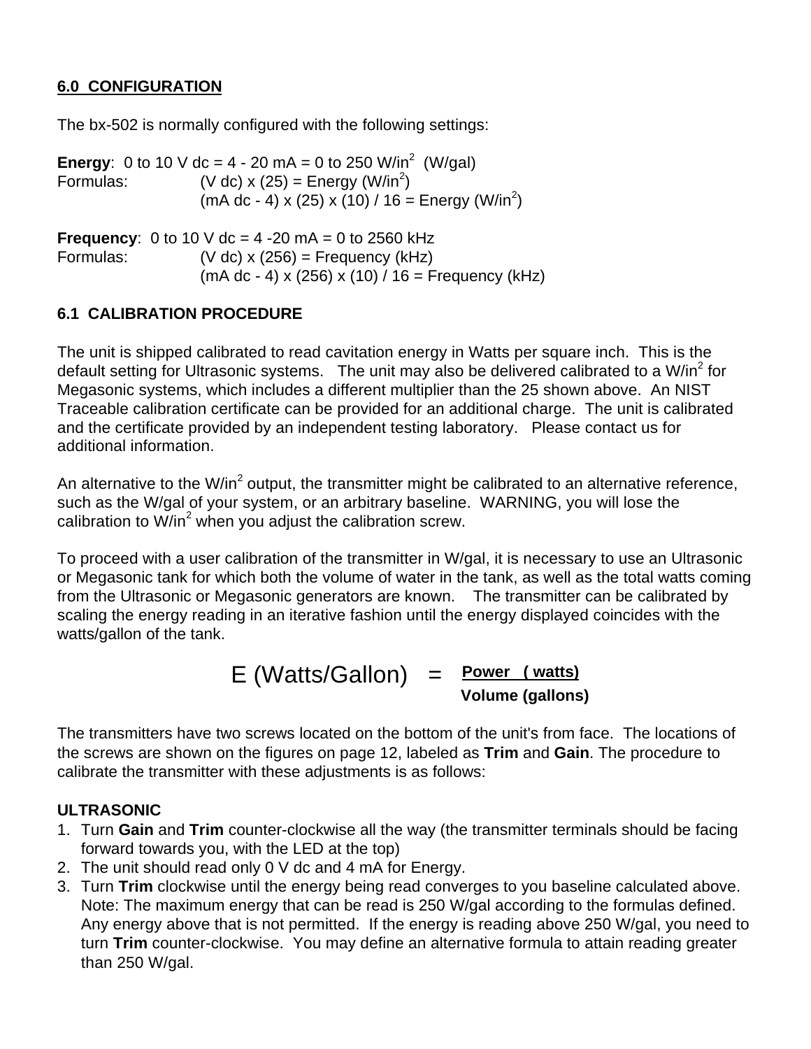## 6.0 CONFIGURATION

The bx-502 is normally configured with the following settings:

**Energy**: 0 to 10 V dc = 4 - 20 mA = 0 to 250 W/in$^2$ (W/gal)

Formulas: (V dc) x (25) = Energy (W/in$^2$)

(mA dc - 4) x (25) x (10) / 16 = Energy (W/in$^2$)

**Frequency**: 0 to 10 V dc = 4 -20 mA = 0 to 2560 kHz

Formulas: (V dc) x (256) = Frequency (kHz)

(mA dc - 4) x (256) x (10) / 16 = Frequency (kHz)

### 6.1 CALIBRATION PROCEDURE

The unit is shipped calibrated to read cavitation energy in Watts per square inch. This is the default setting for Ultrasonic systems. The unit may also be delivered calibrated to a W/in$^2$ for Megasonic systems, which includes a different multiplier than the 25 shown above. An NIST Traceable calibration certificate can be provided for an additional charge. The unit is calibrated and the certificate provided by an independent testing laboratory. Please contact us for additional information.

An alternative to the W/in$^2$ output, the transmitter might be calibrated to an alternative reference, such as the W/gal of your system, or an arbitrary baseline. WARNING, you will lose the calibration to W/in$^2$ when you adjust the calibration screw.

To proceed with a user calibration of the transmitter in W/gal, it is necessary to use an Ultrasonic or Megasonic tank for which both the volume of water in the tank, as well as the total watts coming from the Ultrasonic or Megasonic generators are known. The transmitter can be calibrated by scaling the energy reading in an iterative fashion until the energy displayed coincides with the watts/gallon of the tank.

$$E \text{ (Watts/Gallon)} = \frac{\textbf{Power (watts)}}{\textbf{Volume (gallons)}}$$

The transmitters have two screws located on the bottom of the unit's from face. The locations of the screws are shown on the figures on page 12, labeled as **Trim** and **Gain**. The procedure to calibrate the transmitter with these adjustments is as follows:

**ULTRASONIC**

1. Turn **Gain** and **Trim** counter-clockwise all the way (the transmitter terminals should be facing forward towards you, with the LED at the top)
2. The unit should read only 0 V dc and 4 mA for Energy.
3. Turn **Trim** clockwise until the energy being read converges to you baseline calculated above. Note: The maximum energy that can be read is 250 W/gal according to the formulas defined. Any energy above that is not permitted. If the energy is reading above 250 W/gal, you need to turn **Trim** counter-clockwise. You may define an alternative formula to attain reading greater than 250 W/gal.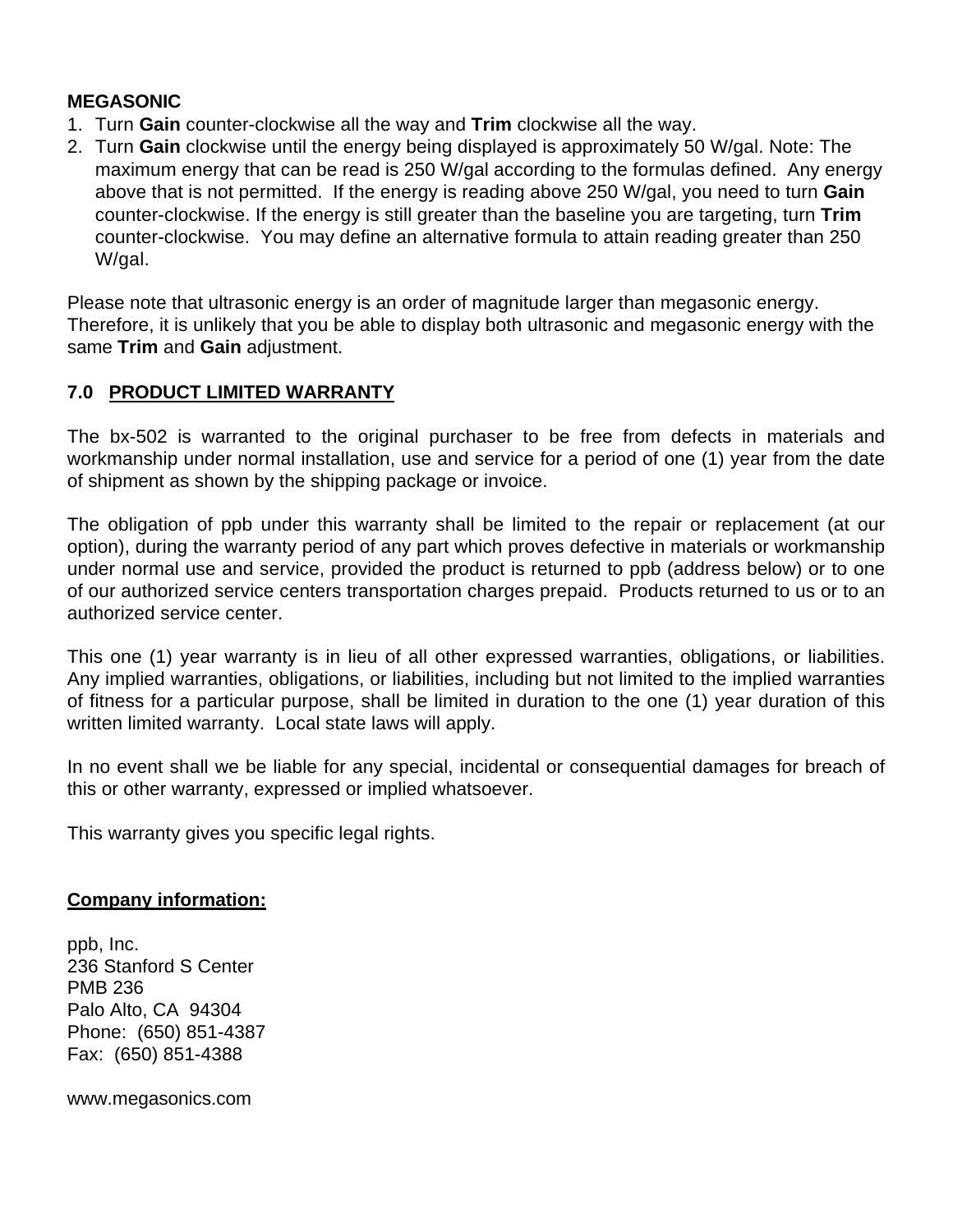**MEGASONIC**

1. Turn **Gain** counter-clockwise all the way and **Trim** clockwise all the way.
2. Turn **Gain** clockwise until the energy being displayed is approximately 50 W/gal. Note: The maximum energy that can be read is 250 W/gal according to the formulas defined. Any energy above that is not permitted. If the energy is reading above 250 W/gal, you need to turn **Gain** counter-clockwise. If the energy is still greater than the baseline you are targeting, turn **Trim** counter-clockwise. You may define an alternative formula to attain reading greater than 250 W/gal.

Please note that ultrasonic energy is an order of magnitude larger than megasonic energy. Therefore, it is unlikely that you be able to display both ultrasonic and megasonic energy with the same **Trim** and **Gain** adjustment.

## 7.0 PRODUCT LIMITED WARRANTY

The bx-502 is warranted to the original purchaser to be free from defects in materials and workmanship under normal installation, use and service for a period of one (1) year from the date of shipment as shown by the shipping package or invoice.

The obligation of ppb under this warranty shall be limited to the repair or replacement (at our option), during the warranty period of any part which proves defective in materials or workmanship under normal use and service, provided the product is returned to ppb (address below) or to one of our authorized service centers transportation charges prepaid. Products returned to us or to an authorized service center.

This one (1) year warranty is in lieu of all other expressed warranties, obligations, or liabilities. Any implied warranties, obligations, or liabilities, including but not limited to the implied warranties of fitness for a particular purpose, shall be limited in duration to the one (1) year duration of this written limited warranty. Local state laws will apply.

In no event shall we be liable for any special, incidental or consequential damages for breach of this or other warranty, expressed or implied whatsoever.

This warranty gives you specific legal rights.

**Company information:**

ppb, Inc.
236 Stanford S Center
PMB 236
Palo Alto, CA 94304
Phone: (650) 851-4387
Fax: (650) 851-4388

www.megasonics.com